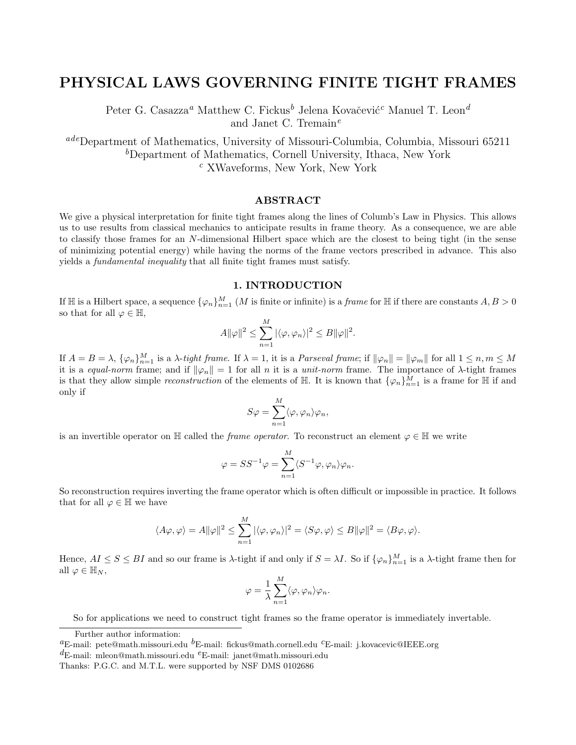# PHYSICAL LAWS GOVERNING FINITE TIGHT FRAMES

Peter G. Casazza[a] Matthew C. Fickus[b] Jelena Kovačević[c] Manuel T. Leon[d] and Janet C. Tremain[e]

[ade]Department of Mathematics, University of Missouri-Columbia, Columbia, Missouri 65211
[b]Department of Mathematics, Cornell University, Ithaca, New York
[c] XWaveforms, New York, New York

## ABSTRACT

We give a physical interpretation for finite tight frames along the lines of Columb's Law in Physics. This allows us to use results from classical mechanics to anticipate results in frame theory. As a consequence, we are able to classify those frames for an $N$-dimensional Hilbert space which are the closest to being tight (in the sense of minimizing potential energy) while having the norms of the frame vectors prescribed in advance. This also yields a *fundamental inequality* that all finite tight frames must satisfy.

## 1. INTRODUCTION

If $\mathbb{H}$ is a Hilbert space, a sequence $\{\varphi_n\}_{n=1}^M$ ($M$ is finite or infinite) is a *frame* for $\mathbb{H}$ if there are constants $A, B > 0$ so that for all $\varphi \in \mathbb{H}$,

$$A\|\varphi\|^2 \leq \sum_{n=1}^{M} |\langle \varphi, \varphi_n \rangle|^2 \leq B\|\varphi\|^2.$$

If $A = B = \lambda$, $\{\varphi_n\}_{n=1}^M$ is a $\lambda$-*tight frame*. If $\lambda = 1$, it is a *Parseval frame*; if $\|\varphi_n\| = \|\varphi_m\|$ for all $1 \leq n, m \leq M$ it is a *equal-norm* frame; and if $\|\varphi_n\| = 1$ for all $n$ it is a *unit-norm* frame. The importance of $\lambda$-tight frames is that they allow simple *reconstruction* of the elements of $\mathbb{H}$. It is known that $\{\varphi_n\}_{n=1}^M$ is a frame for $\mathbb{H}$ if and only if

$$S\varphi = \sum_{n=1}^{M} \langle \varphi, \varphi_n \rangle \varphi_n,$$

is an invertible operator on $\mathbb{H}$ called the *frame operator*. To reconstruct an element $\varphi \in \mathbb{H}$ we write

$$\varphi = SS^{-1}\varphi = \sum_{n=1}^{M} \langle S^{-1}\varphi, \varphi_n \rangle \varphi_n.$$

So reconstruction requires inverting the frame operator which is often difficult or impossible in practice. It follows that for all $\varphi \in \mathbb{H}$ we have

$$\langle A\varphi, \varphi \rangle = A\|\varphi\|^2 \leq \sum_{n=1}^{M} |\langle \varphi, \varphi_n \rangle|^2 = \langle S\varphi, \varphi \rangle \leq B\|\varphi\|^2 = \langle B\varphi, \varphi \rangle.$$

Hence, $AI \leq S \leq BI$ and so our frame is $\lambda$-tight if and only if $S = \lambda I$. So if $\{\varphi_n\}_{n=1}^M$ is a $\lambda$-tight frame then for all $\varphi \in \mathbb{H}_N$,

$$\varphi = \frac{1}{\lambda} \sum_{n=1}^{M} \langle \varphi, \varphi_n \rangle \varphi_n.$$

So for applications we need to construct tight frames so the frame operator is immediately invertable.

Further author information:
[a]E-mail: pete@math.missouri.edu [b]E-mail: fickus@math.cornell.edu [c]E-mail: j.kovacevic@IEEE.org
[d]E-mail: mleon@math.missouri.edu [e]E-mail: janet@math.missouri.edu
Thanks: P.G.C. and M.T.L. were supported by NSF DMS 0102686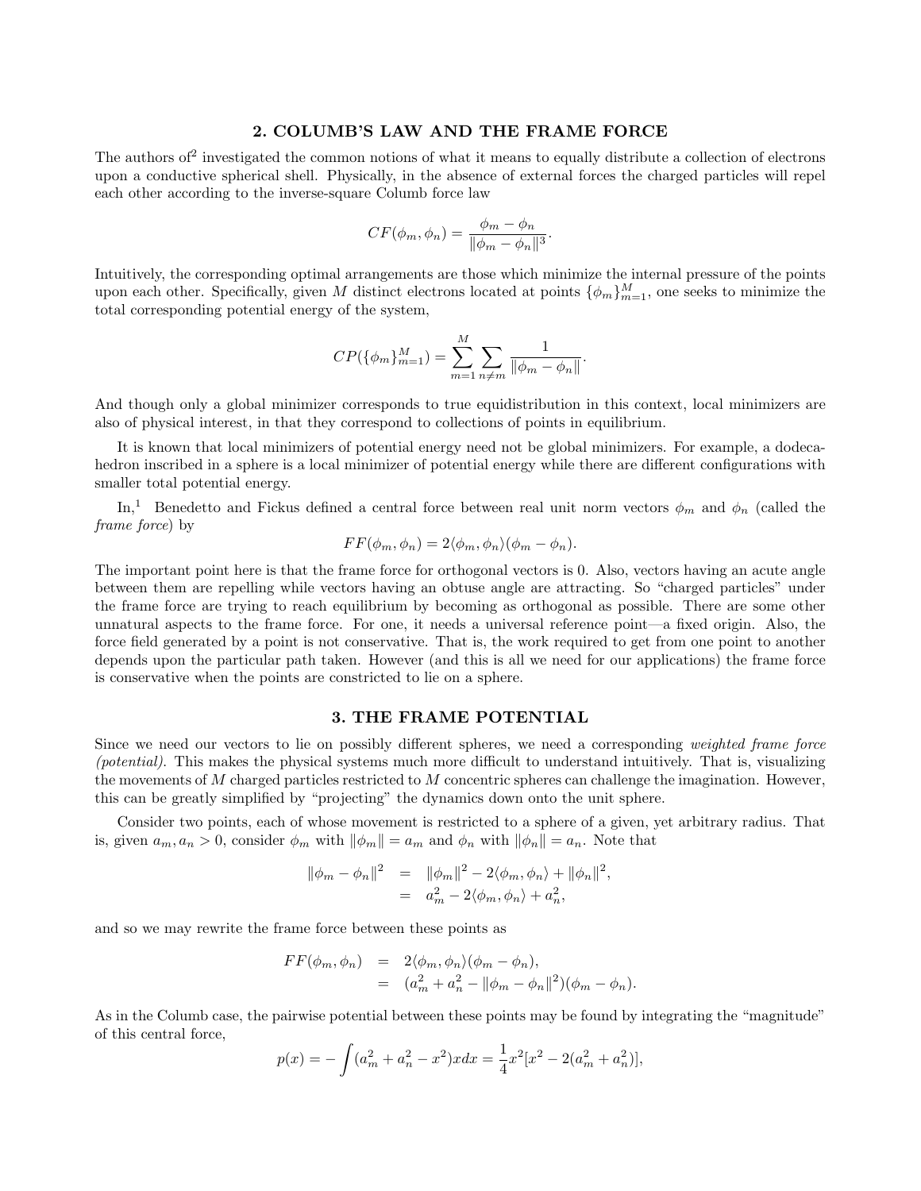## 2. COLUMB'S LAW AND THE FRAME FORCE

The authors of[2] investigated the common notions of what it means to equally distribute a collection of electrons upon a conductive spherical shell. Physically, in the absence of external forces the charged particles will repel each other according to the inverse-square Columb force law

$$CF(\phi_m, \phi_n) = \frac{\phi_m - \phi_n}{\|\phi_m - \phi_n\|^3}.$$

Intuitively, the corresponding optimal arrangements are those which minimize the internal pressure of the points upon each other. Specifically, given $M$ distinct electrons located at points $\{\phi_m\}_{m=1}^M$, one seeks to minimize the total corresponding potential energy of the system,

$$CP(\{\phi_m\}_{m=1}^M) = \sum_{m=1}^{M} \sum_{n \neq m} \frac{1}{\|\phi_m - \phi_n\|}.$$

And though only a global minimizer corresponds to true equidistribution in this context, local minimizers are also of physical interest, in that they correspond to collections of points in equilibrium.

It is known that local minimizers of potential energy need not be global minimizers. For example, a dodecahedron inscribed in a sphere is a local minimizer of potential energy while there are different configurations with smaller total potential energy.

In,[1] Benedetto and Fickus defined a central force between real unit norm vectors $\phi_m$ and $\phi_n$ (called the *frame force*) by

$$FF(\phi_m, \phi_n) = 2\langle \phi_m, \phi_n \rangle (\phi_m - \phi_n).$$

The important point here is that the frame force for orthogonal vectors is 0. Also, vectors having an acute angle between them are repelling while vectors having an obtuse angle are attracting. So "charged particles" under the frame force are trying to reach equilibrium by becoming as orthogonal as possible. There are some other unnatural aspects to the frame force. For one, it needs a universal reference point—a fixed origin. Also, the force field generated by a point is not conservative. That is, the work required to get from one point to another depends upon the particular path taken. However (and this is all we need for our applications) the frame force is conservative when the points are constricted to lie on a sphere.

## 3. THE FRAME POTENTIAL

Since we need our vectors to lie on possibly different spheres, we need a corresponding *weighted frame force (potential)*. This makes the physical systems much more difficult to understand intuitively. That is, visualizing the movements of $M$ charged particles restricted to $M$ concentric spheres can challenge the imagination. However, this can be greatly simplified by "projecting" the dynamics down onto the unit sphere.

Consider two points, each of whose movement is restricted to a sphere of a given, yet arbitrary radius. That is, given $a_m, a_n > 0$, consider $\phi_m$ with $\|\phi_m\| = a_m$ and $\phi_n$ with $\|\phi_n\| = a_n$. Note that

$$\begin{aligned} \|\phi_m - \phi_n\|^2 &= \|\phi_m\|^2 - 2\langle \phi_m, \phi_n \rangle + \|\phi_n\|^2, \\ &= a_m^2 - 2\langle \phi_m, \phi_n \rangle + a_n^2, \end{aligned}$$

and so we may rewrite the frame force between these points as

$$\begin{aligned} FF(\phi_m, \phi_n) &= 2\langle \phi_m, \phi_n \rangle (\phi_m - \phi_n), \\ &= (a_m^2 + a_n^2 - \|\phi_m - \phi_n\|^2)(\phi_m - \phi_n). \end{aligned}$$

As in the Columb case, the pairwise potential between these points may be found by integrating the "magnitude" of this central force,

$$p(x) = -\int (a_m^2 + a_n^2 - x^2) x\, dx = \frac{1}{4} x^2 [x^2 - 2(a_m^2 + a_n^2)],$$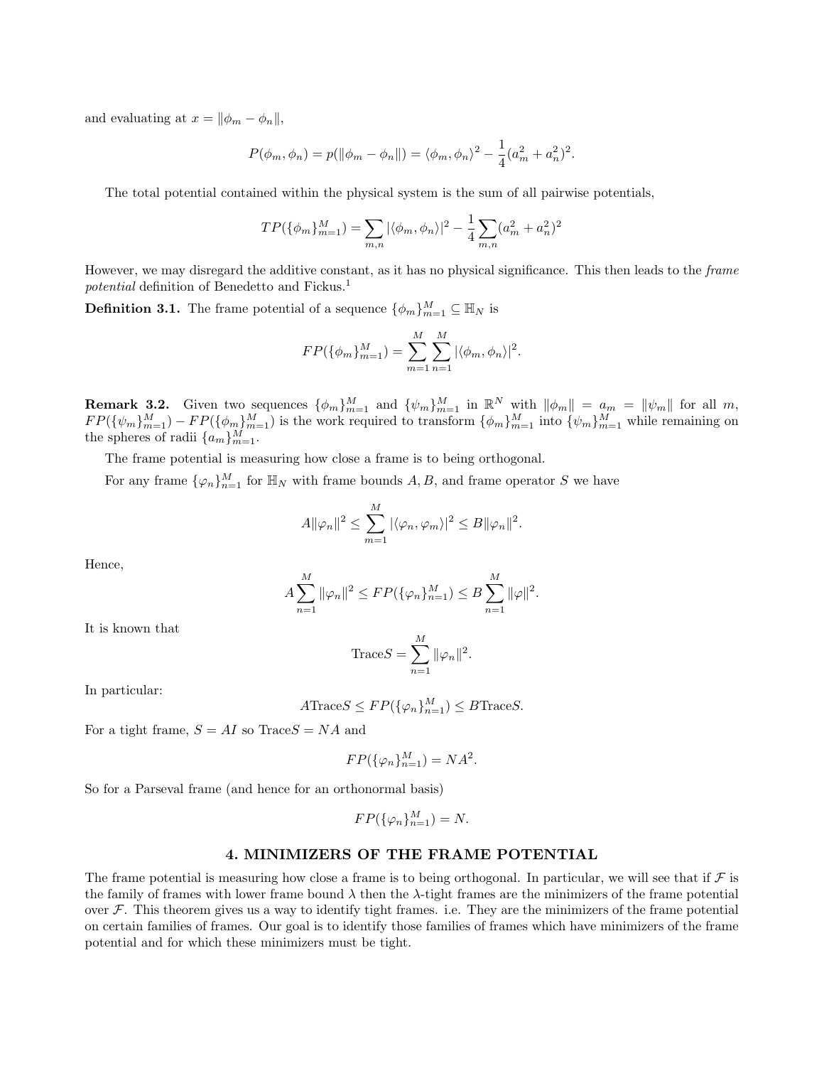and evaluating at $x = \|\phi_m - \phi_n\|$,

$$P(\phi_m, \phi_n) = p(\|\phi_m - \phi_n\|) = \langle \phi_m, \phi_n \rangle^2 - \frac{1}{4}(a_m^2 + a_n^2)^2.$$

The total potential contained within the physical system is the sum of all pairwise potentials,

$$TP(\{\phi_m\}_{m=1}^M) = \sum_{m,n} |\langle \phi_m, \phi_n \rangle|^2 - \frac{1}{4} \sum_{m,n} (a_m^2 + a_n^2)^2$$

However, we may disregard the additive constant, as it has no physical significance. This then leads to the *frame potential* definition of Benedetto and Fickus.[1]

**Definition 3.1.** The frame potential of a sequence $\{\phi_m\}_{m=1}^M \subseteq \mathbb{H}_N$ is

$$FP(\{\phi_m\}_{m=1}^M) = \sum_{m=1}^M \sum_{n=1}^M |\langle \phi_m, \phi_n \rangle|^2.$$

**Remark 3.2.** Given two sequences $\{\phi_m\}_{m=1}^M$ and $\{\psi_m\}_{m=1}^M$ in $\mathbb{R}^N$ with $\|\phi_m\| = a_m = \|\psi_m\|$ for all $m$, $FP(\{\psi_m\}_{m=1}^M) - FP(\{\phi_m\}_{m=1}^M)$ is the work required to transform $\{\phi_m\}_{m=1}^M$ into $\{\psi_m\}_{m=1}^M$ while remaining on the spheres of radii $\{a_m\}_{m=1}^M$.

The frame potential is measuring how close a frame is to being orthogonal.

For any frame $\{\varphi_n\}_{n=1}^M$ for $\mathbb{H}_N$ with frame bounds $A, B$, and frame operator $S$ we have

$$A\|\varphi_n\|^2 \leq \sum_{m=1}^M |\langle \varphi_n, \varphi_m \rangle|^2 \leq B\|\varphi_n\|^2.$$

Hence,

$$A \sum_{n=1}^M \|\varphi_n\|^2 \leq FP(\{\varphi_n\}_{n=1}^M) \leq B \sum_{n=1}^M \|\varphi\|^2.$$

It is known that

$$\text{Trace} S = \sum_{n=1}^M \|\varphi_n\|^2.$$

In particular:

$$A\text{Trace}S \leq FP(\{\varphi_n\}_{n=1}^M) \leq B\text{Trace}S.$$

For a tight frame, $S = AI$ so $\text{Trace}S = NA$ and

$$FP(\{\varphi_n\}_{n=1}^M) = NA^2.$$

So for a Parseval frame (and hence for an orthonormal basis)

$$FP(\{\varphi_n\}_{n=1}^M) = N.$$

## 4. MINIMIZERS OF THE FRAME POTENTIAL

The frame potential is measuring how close a frame is to being orthogonal. In particular, we will see that if $\mathcal{F}$ is the family of frames with lower frame bound $\lambda$ then the $\lambda$-tight frames are the minimizers of the frame potential over $\mathcal{F}$. This theorem gives us a way to identify tight frames. i.e. They are the minimizers of the frame potential on certain families of frames. Our goal is to identify those families of frames which have minimizers of the frame potential and for which these minimizers must be tight.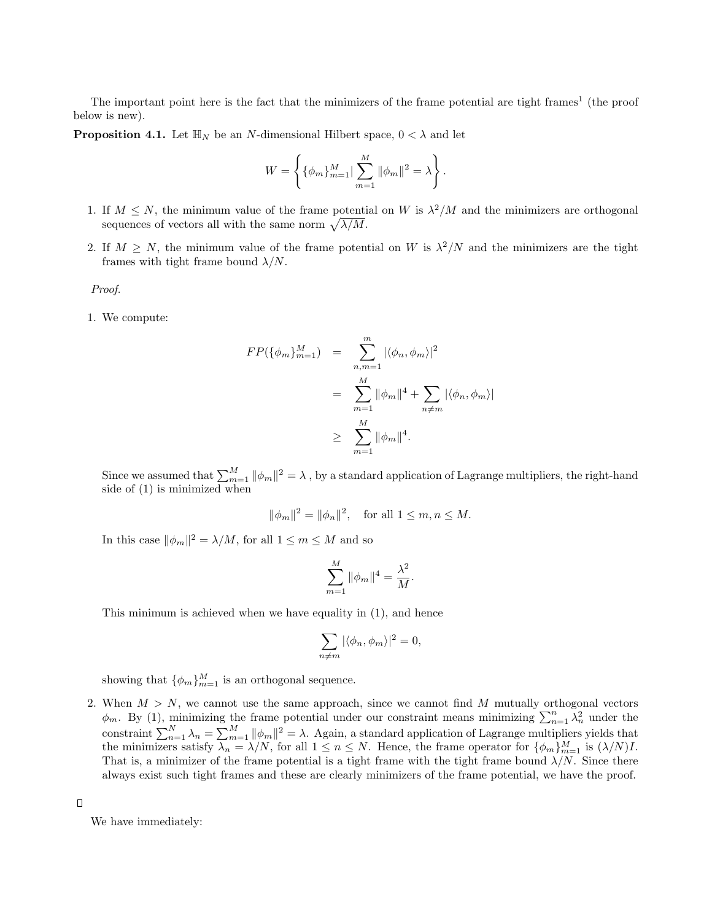The important point here is the fact that the minimizers of the frame potential are tight frames[1] (the proof below is new).

**Proposition 4.1.** Let $\mathbb{H}_N$ be an $N$-dimensional Hilbert space, $0 < \lambda$ and let

$$W = \left\{ \{\phi_m\}_{m=1}^M | \sum_{m=1}^M \|\phi_m\|^2 = \lambda \right\}.$$

1. If $M \leq N$, the minimum value of the frame potential on $W$ is $\lambda^2/M$ and the minimizers are orthogonal sequences of vectors all with the same norm $\sqrt{\lambda/M}$.
2. If $M \geq N$, the minimum value of the frame potential on $W$ is $\lambda^2/N$ and the minimizers are the tight frames with tight frame bound $\lambda/N$.

*Proof.*

1. We compute:

$$\begin{aligned} FP(\{\phi_m\}_{m=1}^M) &= \sum_{n,m=1}^{m} |\langle \phi_n, \phi_m \rangle|^2 \\ &= \sum_{m=1}^{M} \|\phi_m\|^4 + \sum_{n \neq m} |\langle \phi_n, \phi_m \rangle| \\ &\geq \sum_{m=1}^{M} \|\phi_m\|^4. \end{aligned}$$

   Since we assumed that $\sum_{m=1}^M \|\phi_m\|^2 = \lambda$ , by a standard application of Lagrange multipliers, the right-hand side of (1) is minimized when

$$\|\phi_m\|^2 = \|\phi_n\|^2, \quad \text{for all } 1 \leq m, n \leq M.$$

   In this case $\|\phi_m\|^2 = \lambda/M$, for all $1 \leq m \leq M$ and so

$$\sum_{m=1}^{M} \|\phi_m\|^4 = \frac{\lambda^2}{M}.$$

   This minimum is achieved when we have equality in (1), and hence

$$\sum_{n \neq m} |\langle \phi_n, \phi_m \rangle|^2 = 0,$$

   showing that $\{\phi_m\}_{m=1}^M$ is an orthogonal sequence.

2. When $M > N$, we cannot use the same approach, since we cannot find $M$ mutually orthogonal vectors $\phi_m$. By (1), minimizing the frame potential under our constraint means minimizing $\sum_{n=1}^{n} \lambda_n^2$ under the constraint $\sum_{n=1}^{N} \lambda_n = \sum_{m=1}^{M} \|\phi_m\|^2 = \lambda$. Again, a standard application of Lagrange multipliers yields that the minimizers satisfy $\lambda_n = \lambda/N$, for all $1 \leq n \leq N$. Hence, the frame operator for $\{\phi_m\}_{m=1}^M$ is $(\lambda/N)I$. That is, a minimizer of the frame potential is a tight frame with the tight frame bound $\lambda/N$. Since there always exist such tight frames and these are clearly minimizers of the frame potential, we have the proof.

□

We have immediately: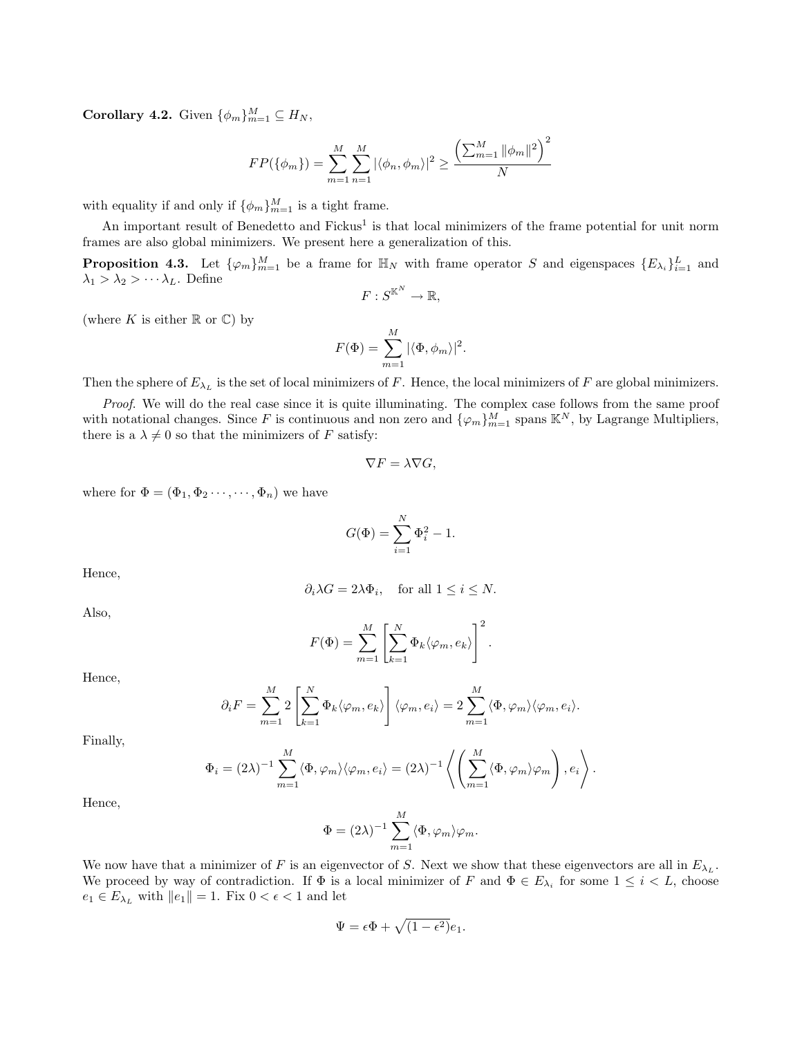**Corollary 4.2.** Given $\{\phi_m\}_{m=1}^M \subseteq H_N$,

$$FP(\{\phi_m\}) = \sum_{m=1}^{M}\sum_{n=1}^{M} |\langle \phi_n, \phi_m\rangle|^2 \geq \frac{\left(\sum_{m=1}^{M} \|\phi_m\|^2\right)^2}{N}$$

with equality if and only if $\{\phi_m\}_{m=1}^M$ is a tight frame.

An important result of Benedetto and Fickus[1] is that local minimizers of the frame potential for unit norm frames are also global minimizers. We present here a generalization of this.

**Proposition 4.3.** Let $\{\varphi_m\}_{m=1}^M$ be a frame for $\mathbb{H}_N$ with frame operator $S$ and eigenspaces $\{E_{\lambda_i}\}_{i=1}^L$ and $\lambda_1 > \lambda_2 > \cdots \lambda_L$. Define

$$F : S^{\mathbb{K}^N} \to \mathbb{R},$$

(where $K$ is either $\mathbb{R}$ or $\mathbb{C}$) by

$$F(\Phi) = \sum_{m=1}^{M} |\langle \Phi, \phi_m\rangle|^2.$$

Then the sphere of $E_{\lambda_L}$ is the set of local minimizers of $F$. Hence, the local minimizers of $F$ are global minimizers.

*Proof.* We will do the real case since it is quite illuminating. The complex case follows from the same proof with notational changes. Since $F$ is continuous and non zero and $\{\varphi_m\}_{m=1}^M$ spans $\mathbb{K}^N$, by Lagrange Multipliers, there is a $\lambda \neq 0$ so that the minimizers of $F$ satisfy:

$$\nabla F = \lambda \nabla G,$$

where for $\Phi = (\Phi_1, \Phi_2 \cdots, \cdots, \Phi_n)$ we have

$$G(\Phi) = \sum_{i=1}^{N} \Phi_i^2 - 1.$$

Hence,

$$\partial_i \lambda G = 2\lambda \Phi_i, \quad \text{for all } 1 \leq i \leq N.$$

Also,

$$F(\Phi) = \sum_{m=1}^{M} \left[\sum_{k=1}^{N} \Phi_k \langle \varphi_m, e_k\rangle\right]^2.$$

Hence,

$$\partial_i F = \sum_{m=1}^{M} 2\left[\sum_{k=1}^{N} \Phi_k \langle \varphi_m, e_k\rangle\right] \langle \varphi_m, e_i\rangle = 2\sum_{m=1}^{M} \langle \Phi, \varphi_m\rangle \langle \varphi_m, e_i\rangle.$$

Finally,

$$\Phi_i = (2\lambda)^{-1} \sum_{m=1}^{M} \langle \Phi, \varphi_m\rangle \langle \varphi_m, e_i\rangle = (2\lambda)^{-1} \left\langle \left(\sum_{m=1}^{M} \langle \Phi, \varphi_m\rangle \varphi_m\right), e_i \right\rangle.$$

Hence,

$$\Phi = (2\lambda)^{-1} \sum_{m=1}^{M} \langle \Phi, \varphi_m\rangle \varphi_m.$$

We now have that a minimizer of $F$ is an eigenvector of $S$. Next we show that these eigenvectors are all in $E_{\lambda_L}$. We proceed by way of contradiction. If $\Phi$ is a local minimizer of $F$ and $\Phi \in E_{\lambda_i}$ for some $1 \leq i < L$, choose $e_1 \in E_{\lambda_L}$ with $\|e_1\| = 1$. Fix $0 < \epsilon < 1$ and let

$$\Psi = \epsilon \Phi + \sqrt{(1-\epsilon^2)} e_1.$$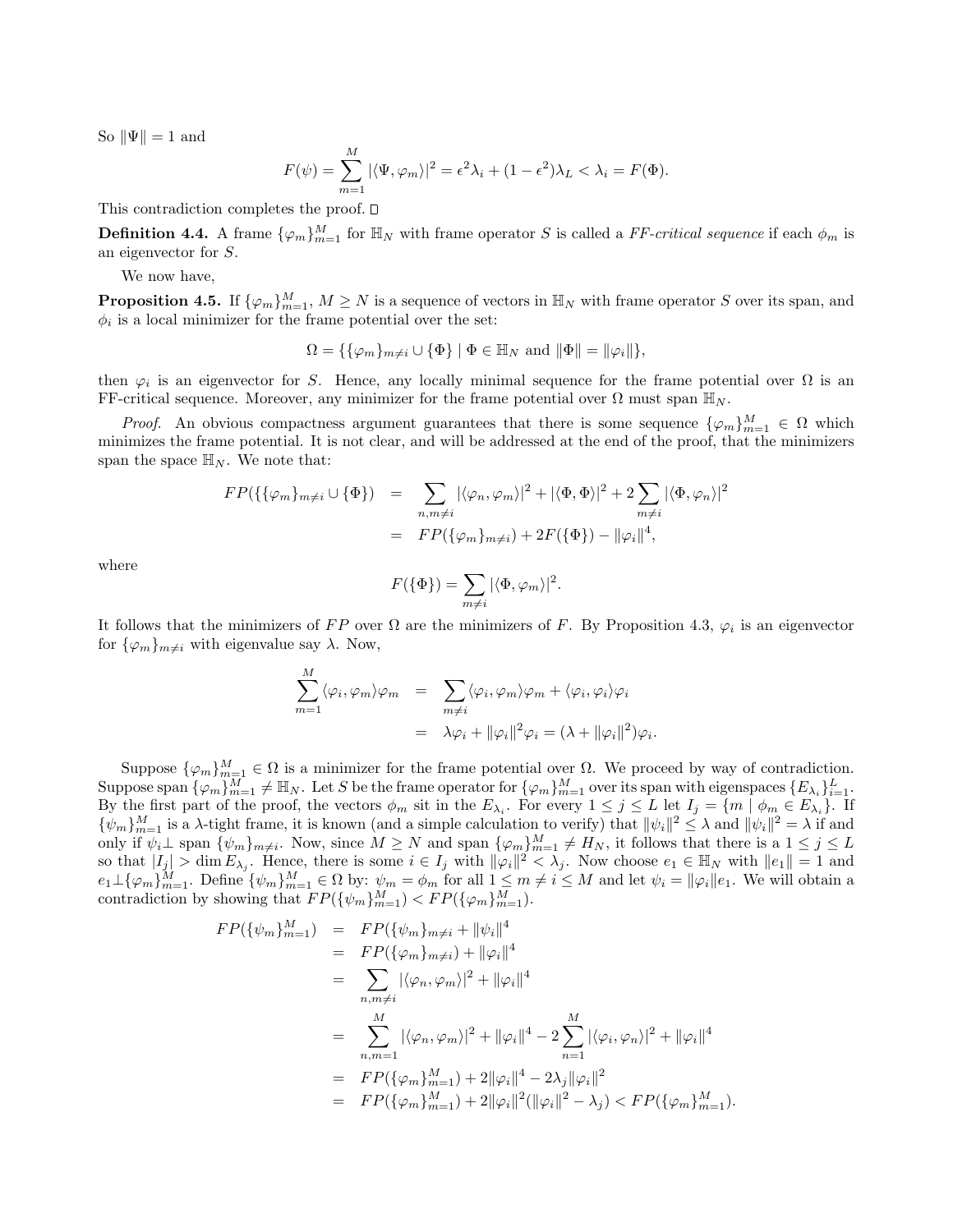So $\|\Psi\| = 1$ and

$$F(\psi) = \sum_{m=1}^{M} |\langle \Psi, \varphi_m \rangle|^2 = \epsilon^2 \lambda_i + (1-\epsilon^2)\lambda_L < \lambda_i = F(\Phi).$$

This contradiction completes the proof. □

**Definition 4.4.** A frame $\{\varphi_m\}_{m=1}^M$ for $\mathbb{H}_N$ with frame operator $S$ is called a *FF-critical sequence* if each $\phi_m$ is an eigenvector for $S$.

We now have,

**Proposition 4.5.** If $\{\varphi_m\}_{m=1}^M$, $M \geq N$ is a sequence of vectors in $\mathbb{H}_N$ with frame operator $S$ over its span, and $\phi_i$ is a local minimizer for the frame potential over the set:

$$\Omega = \{\{\varphi_m\}_{m\neq i} \cup \{\Phi\} \mid \Phi \in \mathbb{H}_N \text{ and } \|\Phi\| = \|\varphi_i\|\},$$

then $\varphi_i$ is an eigenvector for $S$. Hence, any locally minimal sequence for the frame potential over $\Omega$ is an FF-critical sequence. Moreover, any minimizer for the frame potential over $\Omega$ must span $\mathbb{H}_N$.

*Proof.* An obvious compactness argument guarantees that there is some sequence $\{\varphi_m\}_{m=1}^M \in \Omega$ which minimizes the frame potential. It is not clear, and will be addressed at the end of the proof, that the minimizers span the space $\mathbb{H}_N$. We note that:

$$\begin{aligned}
FP(\{\{\varphi_m\}_{m\neq i} \cup \{\Phi\}) &= \sum_{n,m\neq i} |\langle \varphi_n, \varphi_m\rangle|^2 + |\langle \Phi, \Phi\rangle|^2 + 2\sum_{m\neq i} |\langle \Phi, \varphi_n\rangle|^2 \\
&= FP(\{\varphi_m\}_{m\neq i}) + 2F(\{\Phi\}) - \|\varphi_i\|^4,
\end{aligned}$$

where

$$F(\{\Phi\}) = \sum_{m\neq i} |\langle \Phi, \varphi_m\rangle|^2.$$

It follows that the minimizers of $FP$ over $\Omega$ are the minimizers of $F$. By Proposition 4.3, $\varphi_i$ is an eigenvector for $\{\varphi_m\}_{m\neq i}$ with eigenvalue say $\lambda$. Now,

$$\begin{aligned}
\sum_{m=1}^{M} \langle \varphi_i, \varphi_m\rangle \varphi_m &= \sum_{m\neq i} \langle \varphi_i, \varphi_m\rangle \varphi_m + \langle \varphi_i, \varphi_i\rangle \varphi_i \\
&= \lambda \varphi_i + \|\varphi_i\|^2 \varphi_i = (\lambda + \|\varphi_i\|^2)\varphi_i.
\end{aligned}$$

Suppose $\{\varphi_m\}_{m=1}^M \in \Omega$ is a minimizer for the frame potential over $\Omega$. We proceed by way of contradiction. Suppose span $\{\varphi_m\}_{m=1}^M \neq \mathbb{H}_N$. Let $S$ be the frame operator for $\{\varphi_m\}_{m=1}^M$ over its span with eigenspaces $\{E_{\lambda_i}\}_{i=1}^L$. By the first part of the proof, the vectors $\phi_m$ sit in the $E_{\lambda_i}$. For every $1 \leq j \leq L$ let $I_j = \{m \mid \phi_m \in E_{\lambda_i}\}$. If $\{\psi_m\}_{m=1}^M$ is a $\lambda$-tight frame, it is known (and a simple calculation to verify) that $\|\psi_i\|^2 \leq \lambda$ and $\|\psi_i\|^2 = \lambda$ if and only if $\psi_i \perp$ span $\{\psi_m\}_{m\neq i}$. Now, since $M \geq N$ and span $\{\varphi_m\}_{m=1}^M \neq H_N$, it follows that there is a $1 \leq j \leq L$ so that $|I_j| > \dim E_{\lambda_j}$. Hence, there is some $i \in I_j$ with $\|\varphi_i\|^2 < \lambda_j$. Now choose $e_1 \in \mathbb{H}_N$ with $\|e_1\| = 1$ and $e_1 \perp \{\varphi_m\}_{m=1}^M$. Define $\{\psi_m\}_{m=1}^M \in \Omega$ by: $\psi_m = \phi_m$ for all $1 \leq m \neq i \leq M$ and let $\psi_i = \|\varphi_i\| e_1$. We will obtain a contradiction by showing that $FP(\{\psi_m\}_{m=1}^M) < FP(\{\varphi_m\}_{m=1}^M)$.

$$\begin{aligned}
FP(\{\psi_m\}_{m=1}^M) &= FP(\{\psi_m\}_{m\neq i} + \|\psi_i\|^4 \\
&= FP(\{\varphi_m\}_{m\neq i}) + \|\varphi_i\|^4 \\
&= \sum_{n,m\neq i} |\langle \varphi_n, \varphi_m\rangle|^2 + \|\varphi_i\|^4 \\
&= \sum_{n,m=1}^{M} |\langle \varphi_n, \varphi_m\rangle|^2 + \|\varphi_i\|^4 - 2\sum_{n=1}^{M} |\langle \varphi_i, \varphi_n\rangle|^2 + \|\varphi_i\|^4 \\
&= FP(\{\varphi_m\}_{m=1}^M) + 2\|\varphi_i\|^4 - 2\lambda_j \|\varphi_i\|^2 \\
&= FP(\{\varphi_m\}_{m=1}^M) + 2\|\varphi_i\|^2(\|\varphi_i\|^2 - \lambda_j) < FP(\{\varphi_m\}_{m=1}^M).
\end{aligned}$$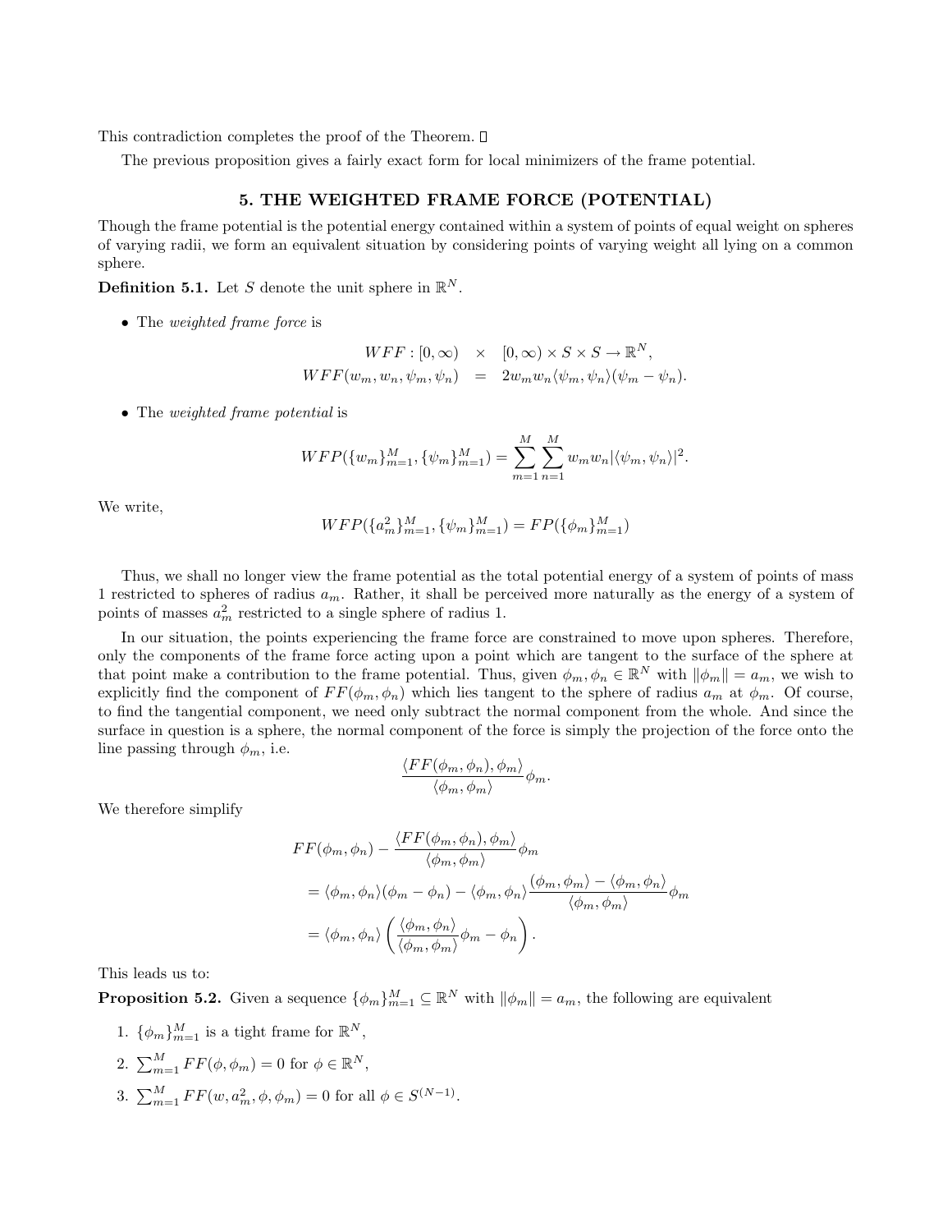This contradiction completes the proof of the Theorem. □

The previous proposition gives a fairly exact form for local minimizers of the frame potential.

## 5. THE WEIGHTED FRAME FORCE (POTENTIAL)

Though the frame potential is the potential energy contained within a system of points of equal weight on spheres of varying radii, we form an equivalent situation by considering points of varying weight all lying on a common sphere.

**Definition 5.1.** Let $S$ denote the unit sphere in $\mathbb{R}^N$.

- The *weighted frame force* is

$$\begin{aligned} WFF : [0,\infty) &\times [0,\infty) \times S \times S \to \mathbb{R}^N, \\ WFF(w_m, w_n, \psi_m, \psi_n) &= 2w_m w_n \langle \psi_m, \psi_n \rangle (\psi_m - \psi_n). \end{aligned}$$

- The *weighted frame potential* is

$$WFP(\{w_m\}_{m=1}^M, \{\psi_m\}_{m=1}^M) = \sum_{m=1}^{M} \sum_{n=1}^{M} w_m w_n |\langle \psi_m, \psi_n \rangle|^2.$$

We write,

$$WFP(\{a_m^2\}_{m=1}^M, \{\psi_m\}_{m=1}^M) = FP(\{\phi_m\}_{m=1}^M)$$

Thus, we shall no longer view the frame potential as the total potential energy of a system of points of mass 1 restricted to spheres of radius $a_m$. Rather, it shall be perceived more naturally as the energy of a system of points of masses $a_m^2$ restricted to a single sphere of radius 1.

In our situation, the points experiencing the frame force are constrained to move upon spheres. Therefore, only the components of the frame force acting upon a point which are tangent to the surface of the sphere at that point make a contribution to the frame potential. Thus, given $\phi_m, \phi_n \in \mathbb{R}^N$ with $\|\phi_m\| = a_m$, we wish to explicitly find the component of $FF(\phi_m, \phi_n)$ which lies tangent to the sphere of radius $a_m$ at $\phi_m$. Of course, to find the tangential component, we need only subtract the normal component from the whole. And since the surface in question is a sphere, the normal component of the force is simply the projection of the force onto the line passing through $\phi_m$, i.e.

$$\frac{\langle FF(\phi_m, \phi_n), \phi_m \rangle}{\langle \phi_m, \phi_m \rangle} \phi_m.$$

We therefore simplify

$$\begin{aligned} &FF(\phi_m, \phi_n) - \frac{\langle FF(\phi_m, \phi_n), \phi_m \rangle}{\langle \phi_m, \phi_m \rangle} \phi_m \\ &\quad = \langle \phi_m, \phi_n \rangle (\phi_m - \phi_n) - \langle \phi_m, \phi_n \rangle \frac{\langle \phi_m, \phi_m \rangle - \langle \phi_m, \phi_n \rangle}{\langle \phi_m, \phi_m \rangle} \phi_m \\ &\quad = \langle \phi_m, \phi_n \rangle \left( \frac{\langle \phi_m, \phi_n \rangle}{\langle \phi_m, \phi_m \rangle} \phi_m - \phi_n \right). \end{aligned}$$

This leads us to:

**Proposition 5.2.** Given a sequence $\{\phi_m\}_{m=1}^M \subseteq \mathbb{R}^N$ with $\|\phi_m\| = a_m$, the following are equivalent

1. $\{\phi_m\}_{m=1}^M$ is a tight frame for $\mathbb{R}^N$,
2. $\sum_{m=1}^M FF(\phi, \phi_m) = 0$ for $\phi \in \mathbb{R}^N$,
3. $\sum_{m=1}^M FF(w, a_m^2, \phi, \phi_m) = 0$ for all $\phi \in S^{(N-1)}$.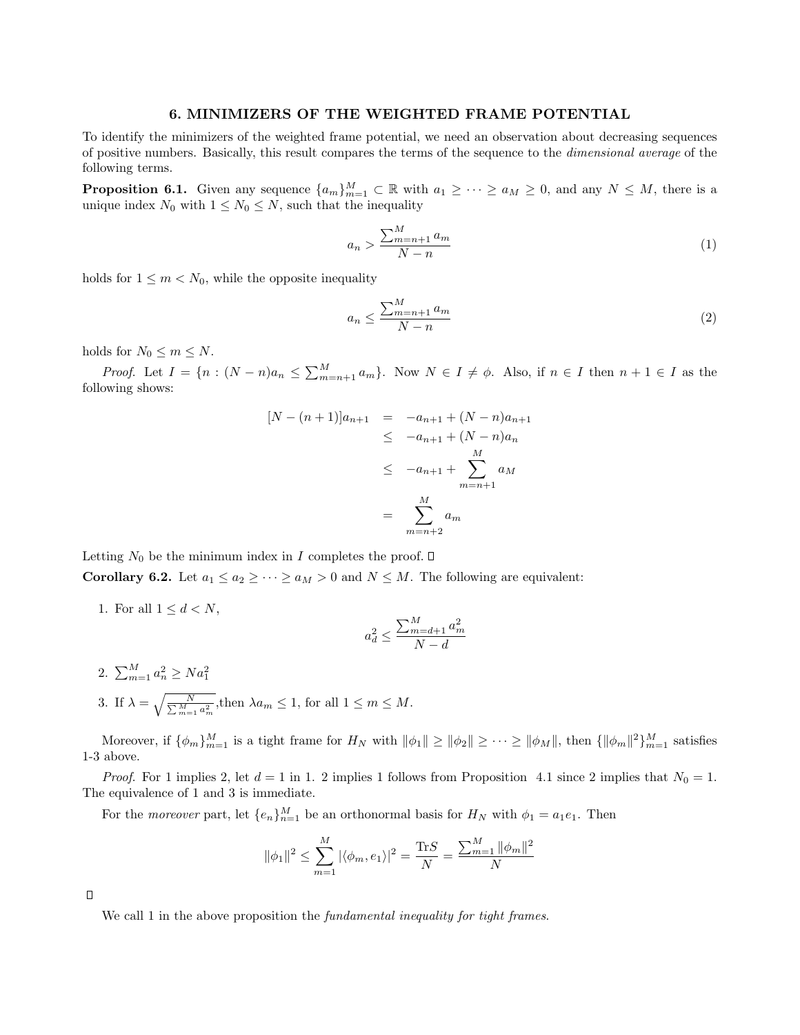## 6. MINIMIZERS OF THE WEIGHTED FRAME POTENTIAL

To identify the minimizers of the weighted frame potential, we need an observation about decreasing sequences of positive numbers. Basically, this result compares the terms of the sequence to the *dimensional average* of the following terms.

**Proposition 6.1.** Given any sequence $\{a_m\}_{m=1}^M \subset \mathbb{R}$ with $a_1 \geq \cdots \geq a_M \geq 0$, and any $N \leq M$, there is a unique index $N_0$ with $1 \leq N_0 \leq N$, such that the inequality

$$a_n > \frac{\sum_{m=n+1}^M a_m}{N-n} \tag{1}$$

holds for $1 \leq m < N_0$, while the opposite inequality

$$a_n \leq \frac{\sum_{m=n+1}^M a_m}{N-n} \tag{2}$$

holds for $N_0 \leq m \leq N$.

*Proof.* Let $I = \{n : (N-n)a_n \leq \sum_{m=n+1}^M a_m\}$. Now $N \in I \neq \phi$. Also, if $n \in I$ then $n+1 \in I$ as the following shows:

$$\begin{aligned}
[N-(n+1)]a_{n+1} &= -a_{n+1} + (N-n)a_{n+1} \\
&\leq -a_{n+1} + (N-n)a_n \\
&\leq -a_{n+1} + \sum_{m=n+1}^M a_M \\
&= \sum_{m=n+2}^M a_m
\end{aligned}$$

Letting $N_0$ be the minimum index in $I$ completes the proof. $\square$

**Corollary 6.2.** Let $a_1 \leq a_2 \geq \cdots \geq a_M > 0$ and $N \leq M$. The following are equivalent:

1. For all $1 \leq d < N$,
$$a_d^2 \leq \frac{\sum_{m=d+1}^M a_m^2}{N-d}$$
2. $\sum_{m=1}^M a_n^2 \geq N a_1^2$
3. If $\lambda = \sqrt{\frac{N}{\sum_{m=1}^M a_m^2}}$,then $\lambda a_m \leq 1$, for all $1 \leq m \leq M$.

Moreover, if $\{\phi_m\}_{m=1}^M$ is a tight frame for $H_N$ with $\|\phi_1\| \geq \|\phi_2\| \geq \cdots \geq \|\phi_M\|$, then $\{\|\phi_m\|^2\}_{m=1}^M$ satisfies 1-3 above.

*Proof.* For 1 implies 2, let $d = 1$ in 1. 2 implies 1 follows from Proposition 4.1 since 2 implies that $N_0 = 1$. The equivalence of 1 and 3 is immediate.

For the *moreover* part, let $\{e_n\}_{n=1}^M$ be an orthonormal basis for $H_N$ with $\phi_1 = a_1 e_1$. Then

$$\|\phi_1\|^2 \leq \sum_{m=1}^M |\langle \phi_m, e_1 \rangle|^2 = \frac{\text{Tr}S}{N} = \frac{\sum_{m=1}^M \|\phi_m\|^2}{N}$$

$\square$

We call 1 in the above proposition the *fundamental inequality for tight frames*.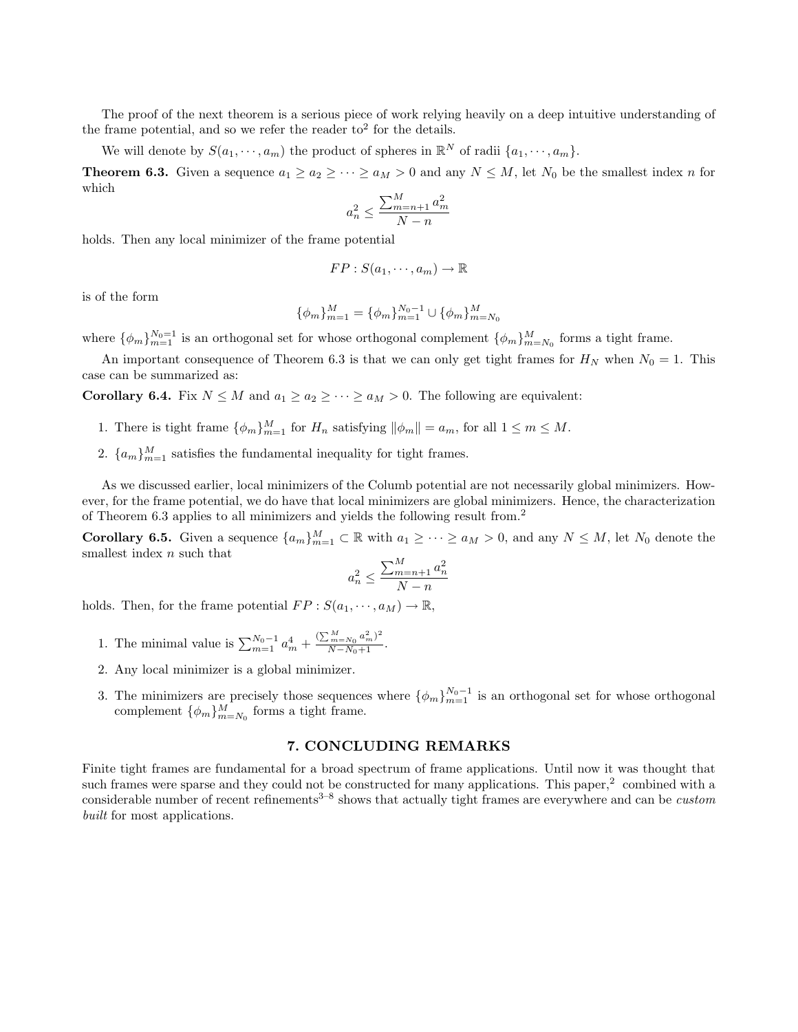The proof of the next theorem is a serious piece of work relying heavily on a deep intuitive understanding of the frame potential, and so we refer the reader to[2] for the details.

We will denote by $S(a_1, \cdots, a_m)$ the product of spheres in $\mathbb{R}^N$ of radii $\{a_1, \cdots, a_m\}$.

**Theorem 6.3.** Given a sequence $a_1 \geq a_2 \geq \cdots \geq a_M > 0$ and any $N \leq M$, let $N_0$ be the smallest index $n$ for which

$$a_n^2 \leq \frac{\sum_{m=n+1}^{M} a_m^2}{N-n}$$

holds. Then any local minimizer of the frame potential

$$FP : S(a_1, \cdots, a_m) \to \mathbb{R}$$

is of the form

$$\{\phi_m\}_{m=1}^{M} = \{\phi_m\}_{m=1}^{N_0-1} \cup \{\phi_m\}_{m=N_0}^{M}$$

where $\{\phi_m\}_{m=1}^{N_0=1}$ is an orthogonal set for whose orthogonal complement $\{\phi_m\}_{m=N_0}^{M}$ forms a tight frame.

An important consequence of Theorem 6.3 is that we can only get tight frames for $H_N$ when $N_0 = 1$. This case can be summarized as:

**Corollary 6.4.** Fix $N \leq M$ and $a_1 \geq a_2 \geq \cdots \geq a_M > 0$. The following are equivalent:

1. There is tight frame $\{\phi_m\}_{m=1}^{M}$ for $H_n$ satisfying $\|\phi_m\| = a_m$, for all $1 \leq m \leq M$.
2. $\{a_m\}_{m=1}^{M}$ satisfies the fundamental inequality for tight frames.

As we discussed earlier, local minimizers of the Columb potential are not necessarily global minimizers. However, for the frame potential, we do have that local minimizers are global minimizers. Hence, the characterization of Theorem 6.3 applies to all minimizers and yields the following result from.[2]

**Corollary 6.5.** Given a sequence $\{a_m\}_{m=1}^{M} \subset \mathbb{R}$ with $a_1 \geq \cdots \geq a_M > 0$, and any $N \leq M$, let $N_0$ denote the smallest index $n$ such that

$$a_n^2 \leq \frac{\sum_{m=n+1}^{M} a_n^2}{N-n}$$

holds. Then, for the frame potential $FP : S(a_1, \cdots, a_M) \to \mathbb{R}$,

1. The minimal value is $\sum_{m=1}^{N_0-1} a_m^4 + \frac{(\sum_{m=N_0}^{M} a_m^2)^2}{N-N_0+1}$.
2. Any local minimizer is a global minimizer.
3. The minimizers are precisely those sequences where $\{\phi_m\}_{m=1}^{N_0-1}$ is an orthogonal set for whose orthogonal complement $\{\phi_m\}_{m=N_0}^{M}$ forms a tight frame.

## 7. CONCLUDING REMARKS

Finite tight frames are fundamental for a broad spectrum of frame applications. Until now it was thought that such frames were sparse and they could not be constructed for many applications. This paper,[2] combined with a considerable number of recent refinements[3–8] shows that actually tight frames are everywhere and can be *custom built* for most applications.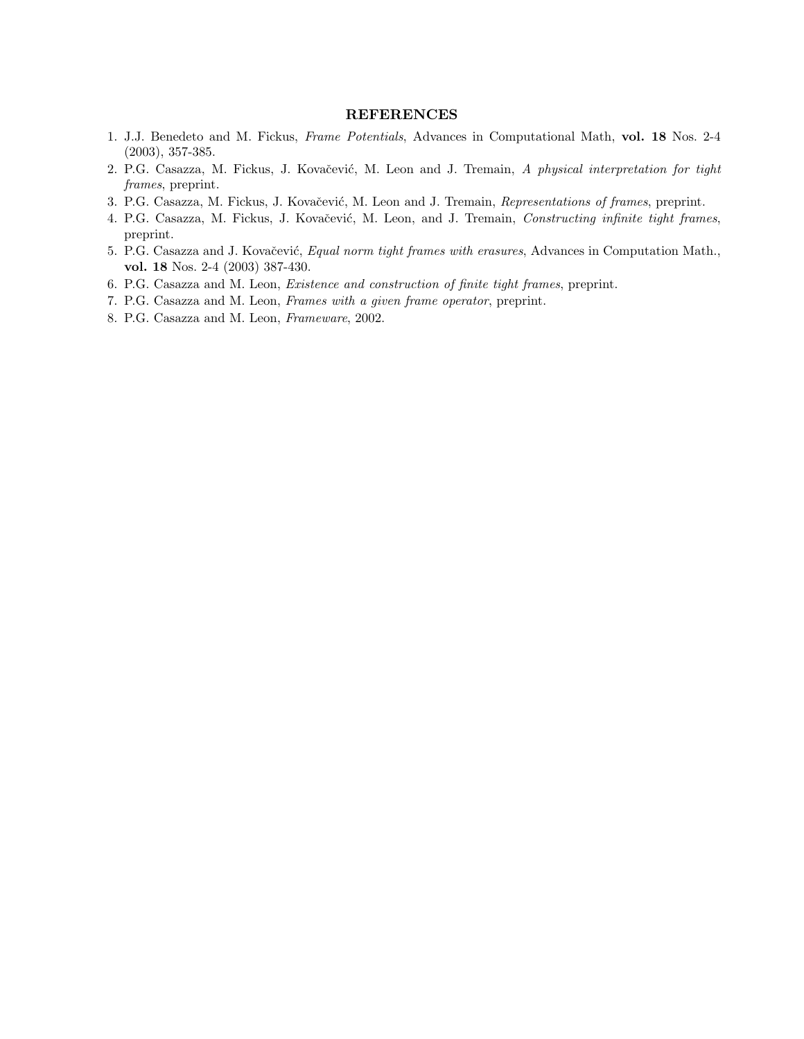## REFERENCES

1. J.J. Benedeto and M. Fickus, *Frame Potentials*, Advances in Computational Math, **vol. 18** Nos. 2-4 (2003), 357-385.
2. P.G. Casazza, M. Fickus, J. Kovačević, M. Leon and J. Tremain, *A physical interpretation for tight frames*, preprint.
3. P.G. Casazza, M. Fickus, J. Kovačević, M. Leon and J. Tremain, *Representations of frames*, preprint.
4. P.G. Casazza, M. Fickus, J. Kovačević, M. Leon, and J. Tremain, *Constructing infinite tight frames*, preprint.
5. P.G. Casazza and J. Kovačević, *Equal norm tight frames with erasures*, Advances in Computation Math., **vol. 18** Nos. 2-4 (2003) 387-430.
6. P.G. Casazza and M. Leon, *Existence and construction of finite tight frames*, preprint.
7. P.G. Casazza and M. Leon, *Frames with a given frame operator*, preprint.
8. P.G. Casazza and M. Leon, *Frameware*, 2002.